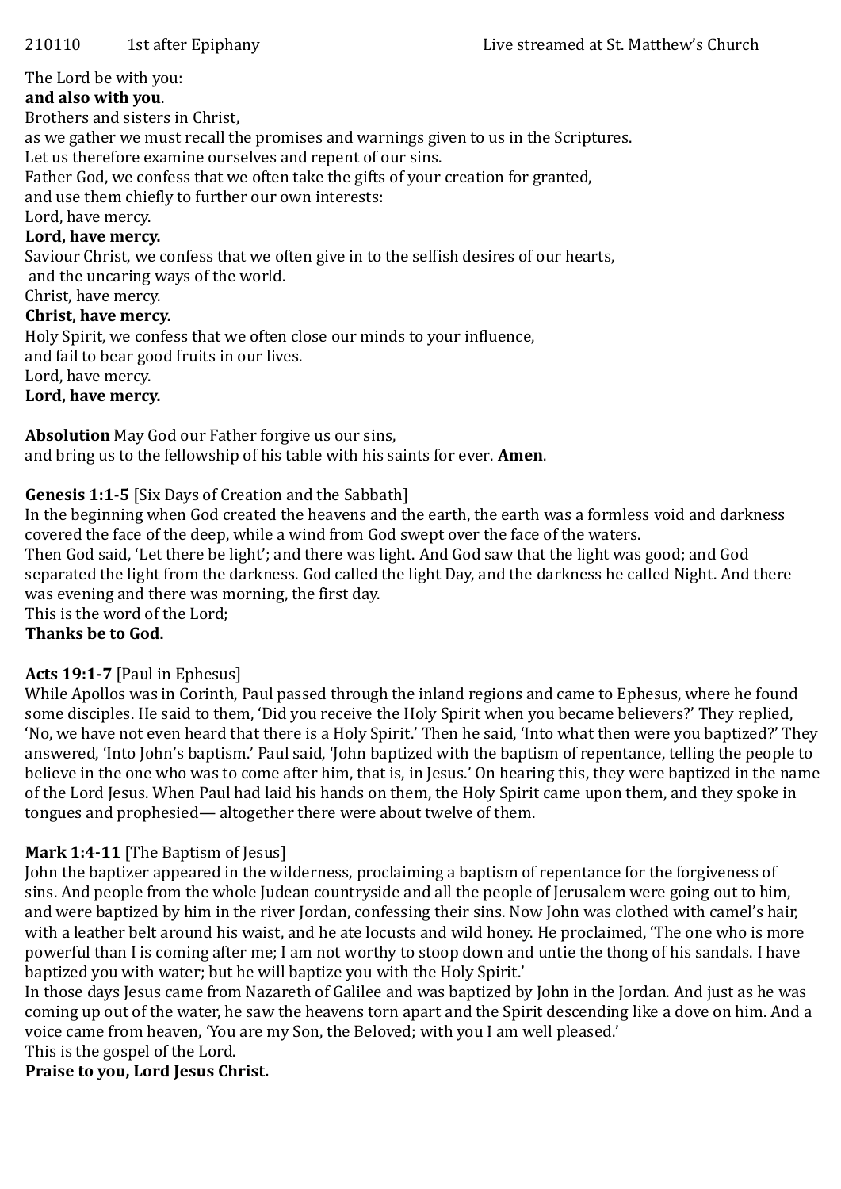210110 1st after Epiphany Live streamed at St. Matthew's Church

The Lord be with you:
**and also with you**.
Brothers and sisters in Christ,
as we gather we must recall the promises and warnings given to us in the Scriptures.
Let us therefore examine ourselves and repent of our sins.
Father God, we confess that we often take the gifts of your creation for granted,
and use them chiefly to further our own interests:
Lord, have mercy.
**Lord, have mercy.**
Saviour Christ, we confess that we often give in to the selfish desires of our hearts,
and the uncaring ways of the world.
Christ, have mercy.
**Christ, have mercy.**
Holy Spirit, we confess that we often close our minds to your influence,
and fail to bear good fruits in our lives.
Lord, have mercy.
**Lord, have mercy.**

**Absolution** May God our Father forgive us our sins,
and bring us to the fellowship of his table with his saints for ever. **Amen**.

**Genesis 1:1-5** [Six Days of Creation and the Sabbath]
In the beginning when God created the heavens and the earth, the earth was a formless void and darkness covered the face of the deep, while a wind from God swept over the face of the waters.
Then God said, 'Let there be light'; and there was light. And God saw that the light was good; and God separated the light from the darkness. God called the light Day, and the darkness he called Night. And there was evening and there was morning, the first day.
This is the word of the Lord;
**Thanks be to God.**

**Acts 19:1-7** [Paul in Ephesus]
While Apollos was in Corinth, Paul passed through the inland regions and came to Ephesus, where he found some disciples. He said to them, 'Did you receive the Holy Spirit when you became believers?' They replied, 'No, we have not even heard that there is a Holy Spirit.' Then he said, 'Into what then were you baptized?' They answered, 'Into John's baptism.' Paul said, 'John baptized with the baptism of repentance, telling the people to believe in the one who was to come after him, that is, in Jesus.' On hearing this, they were baptized in the name of the Lord Jesus. When Paul had laid his hands on them, the Holy Spirit came upon them, and they spoke in tongues and prophesied— altogether there were about twelve of them.

**Mark 1:4-11** [The Baptism of Jesus]
John the baptizer appeared in the wilderness, proclaiming a baptism of repentance for the forgiveness of sins. And people from the whole Judean countryside and all the people of Jerusalem were going out to him, and were baptized by him in the river Jordan, confessing their sins. Now John was clothed with camel's hair, with a leather belt around his waist, and he ate locusts and wild honey. He proclaimed, 'The one who is more powerful than I is coming after me; I am not worthy to stoop down and untie the thong of his sandals. I have baptized you with water; but he will baptize you with the Holy Spirit.'
In those days Jesus came from Nazareth of Galilee and was baptized by John in the Jordan. And just as he was coming up out of the water, he saw the heavens torn apart and the Spirit descending like a dove on him. And a voice came from heaven, 'You are my Son, the Beloved; with you I am well pleased.'
This is the gospel of the Lord.
**Praise to you, Lord Jesus Christ.**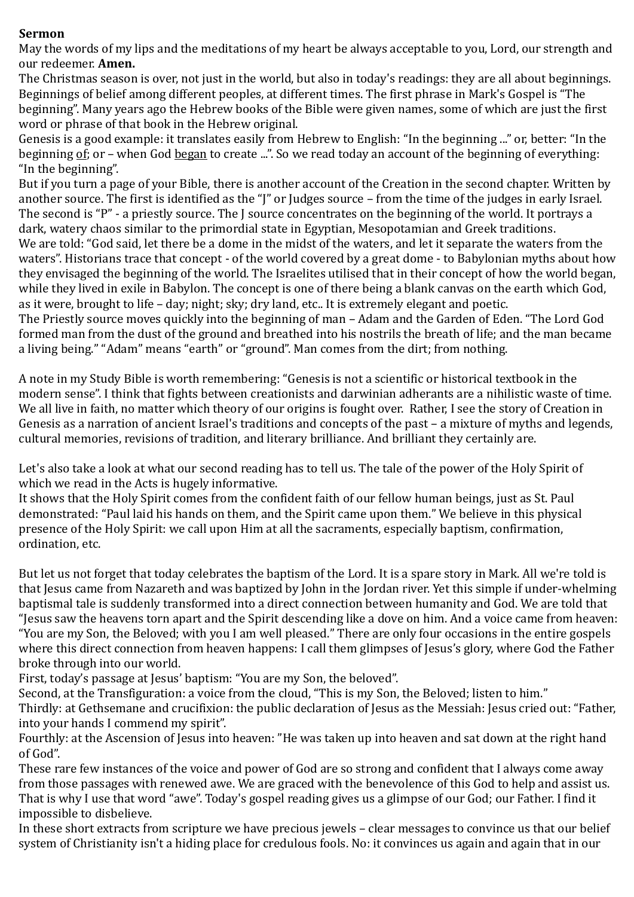**Sermon**

May the words of my lips and the meditations of my heart be always acceptable to you, Lord, our strength and our redeemer. **Amen.**

The Christmas season is over, not just in the world, but also in today's readings: they are all about beginnings. Beginnings of belief among different peoples, at different times. The first phrase in Mark's Gospel is "The beginning". Many years ago the Hebrew books of the Bible were given names, some of which are just the first word or phrase of that book in the Hebrew original.

Genesis is a good example: it translates easily from Hebrew to English: "In the beginning ..." or, better: "In the beginning of; or – when God began to create ...". So we read today an account of the beginning of everything: "In the beginning".

But if you turn a page of your Bible, there is another account of the Creation in the second chapter. Written by another source. The first is identified as the "J" or Judges source – from the time of the judges in early Israel. The second is "P" - a priestly source. The J source concentrates on the beginning of the world. It portrays a dark, watery chaos similar to the primordial state in Egyptian, Mesopotamian and Greek traditions.

We are told: "God said, let there be a dome in the midst of the waters, and let it separate the waters from the waters". Historians trace that concept - of the world covered by a great dome - to Babylonian myths about how they envisaged the beginning of the world. The Israelites utilised that in their concept of how the world began, while they lived in exile in Babylon. The concept is one of there being a blank canvas on the earth which God, as it were, brought to life – day; night; sky; dry land, etc.. It is extremely elegant and poetic.

The Priestly source moves quickly into the beginning of man – Adam and the Garden of Eden. "The Lord God formed man from the dust of the ground and breathed into his nostrils the breath of life; and the man became a living being." "Adam" means "earth" or "ground". Man comes from the dirt; from nothing.

A note in my Study Bible is worth remembering: "Genesis is not a scientific or historical textbook in the modern sense". I think that fights between creationists and darwinian adherants are a nihilistic waste of time. We all live in faith, no matter which theory of our origins is fought over. Rather, I see the story of Creation in Genesis as a narration of ancient Israel's traditions and concepts of the past – a mixture of myths and legends, cultural memories, revisions of tradition, and literary brilliance. And brilliant they certainly are.

Let's also take a look at what our second reading has to tell us. The tale of the power of the Holy Spirit of which we read in the Acts is hugely informative.

It shows that the Holy Spirit comes from the confident faith of our fellow human beings, just as St. Paul demonstrated: "Paul laid his hands on them, and the Spirit came upon them." We believe in this physical presence of the Holy Spirit: we call upon Him at all the sacraments, especially baptism, confirmation, ordination, etc.

But let us not forget that today celebrates the baptism of the Lord. It is a spare story in Mark. All we're told is that Jesus came from Nazareth and was baptized by John in the Jordan river. Yet this simple if under-whelming baptismal tale is suddenly transformed into a direct connection between humanity and God. We are told that "Jesus saw the heavens torn apart and the Spirit descending like a dove on him. And a voice came from heaven: "You are my Son, the Beloved; with you I am well pleased." There are only four occasions in the entire gospels where this direct connection from heaven happens: I call them glimpses of Jesus's glory, where God the Father broke through into our world.

First, today's passage at Jesus' baptism: "You are my Son, the beloved".

Second, at the Transfiguration: a voice from the cloud, "This is my Son, the Beloved; listen to him."

Thirdly: at Gethsemane and crucifixion: the public declaration of Jesus as the Messiah: Jesus cried out: "Father, into your hands I commend my spirit".

Fourthly: at the Ascension of Jesus into heaven: "He was taken up into heaven and sat down at the right hand of God".

These rare few instances of the voice and power of God are so strong and confident that I always come away from those passages with renewed awe. We are graced with the benevolence of this God to help and assist us. That is why I use that word "awe". Today's gospel reading gives us a glimpse of our God; our Father. I find it impossible to disbelieve.

In these short extracts from scripture we have precious jewels – clear messages to convince us that our belief system of Christianity isn't a hiding place for credulous fools. No: it convinces us again and again that in our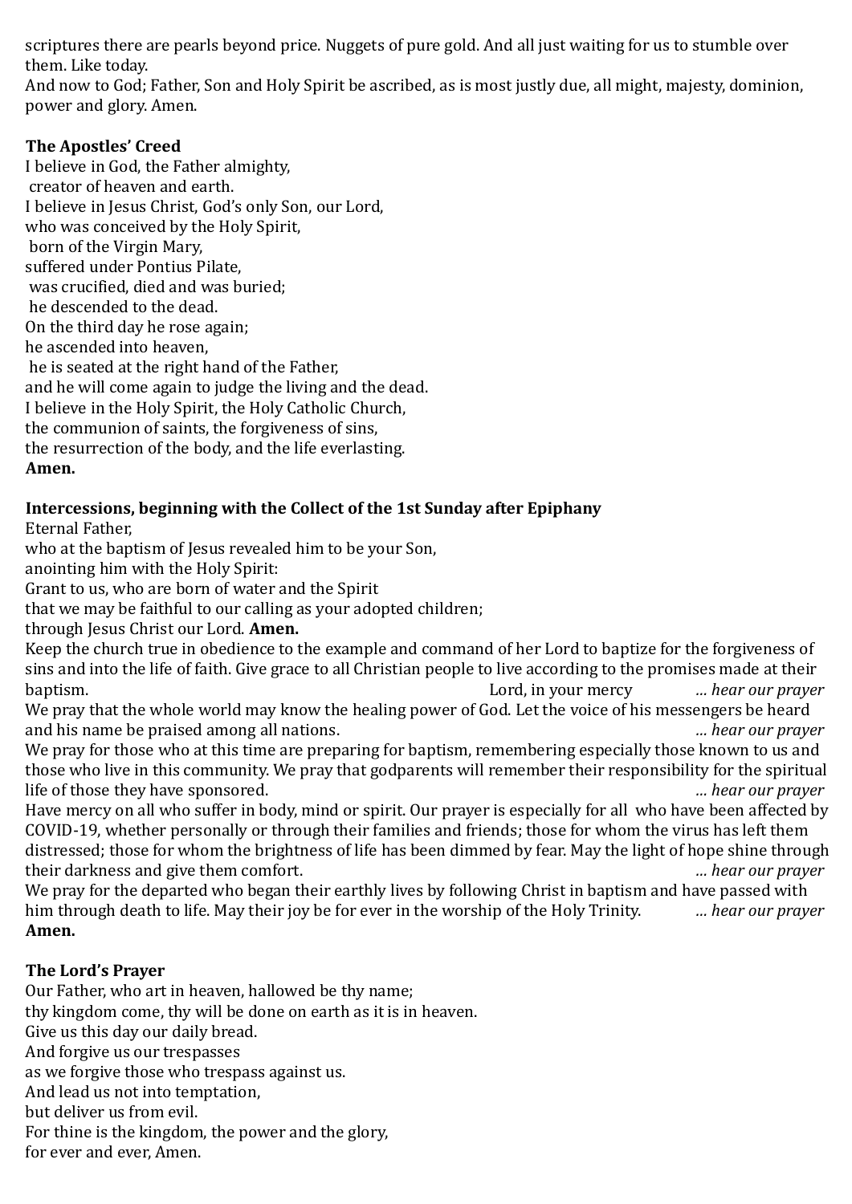scriptures there are pearls beyond price. Nuggets of pure gold. And all just waiting for us to stumble over them. Like today.
And now to God; Father, Son and Holy Spirit be ascribed, as is most justly due, all might, majesty, dominion, power and glory. Amen.

**The Apostles' Creed**

I believe in God, the Father almighty,
creator of heaven and earth.
I believe in Jesus Christ, God's only Son, our Lord,
who was conceived by the Holy Spirit,
born of the Virgin Mary,
suffered under Pontius Pilate,
was crucified, died and was buried;
he descended to the dead.
On the third day he rose again;
he ascended into heaven,
he is seated at the right hand of the Father,
and he will come again to judge the living and the dead.
I believe in the Holy Spirit, the Holy Catholic Church,
the communion of saints, the forgiveness of sins,
the resurrection of the body, and the life everlasting.
**Amen.**

**Intercessions, beginning with the Collect of the 1st Sunday after Epiphany**

Eternal Father,
who at the baptism of Jesus revealed him to be your Son,
anointing him with the Holy Spirit:
Grant to us, who are born of water and the Spirit
that we may be faithful to our calling as your adopted children;
through Jesus Christ our Lord. **Amen.**

Keep the church true in obedience to the example and command of her Lord to baptize for the forgiveness of sins and into the life of faith. Give grace to all Christian people to live according to the promises made at their baptism. Lord, in your mercy *... hear our prayer*

We pray that the whole world may know the healing power of God. Let the voice of his messengers be heard and his name be praised among all nations. *... hear our prayer*

We pray for those who at this time are preparing for baptism, remembering especially those known to us and those who live in this community. We pray that godparents will remember their responsibility for the spiritual life of those they have sponsored. *... hear our prayer*

Have mercy on all who suffer in body, mind or spirit. Our prayer is especially for all who have been affected by COVID-19, whether personally or through their families and friends; those for whom the virus has left them distressed; those for whom the brightness of life has been dimmed by fear. May the light of hope shine through their darkness and give them comfort. *... hear our prayer*

We pray for the departed who began their earthly lives by following Christ in baptism and have passed with him through death to life. May their joy be for ever in the worship of the Holy Trinity. *... hear our prayer*
**Amen.**

**The Lord's Prayer**

Our Father, who art in heaven, hallowed be thy name;
thy kingdom come, thy will be done on earth as it is in heaven.
Give us this day our daily bread.
And forgive us our trespasses
as we forgive those who trespass against us.
And lead us not into temptation,
but deliver us from evil.
For thine is the kingdom, the power and the glory,
for ever and ever, Amen.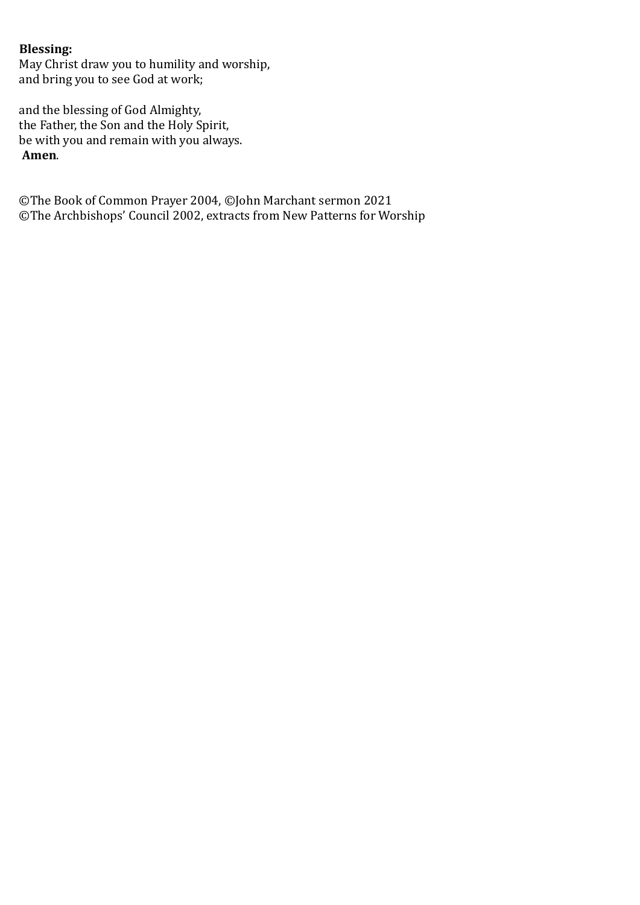**Blessing:**
May Christ draw you to humility and worship,
and bring you to see God at work;

and the blessing of God Almighty,
the Father, the Son and the Holy Spirit,
be with you and remain with you always.
**Amen**.

©The Book of Common Prayer 2004, ©John Marchant sermon 2021
©The Archbishops' Council 2002, extracts from New Patterns for Worship